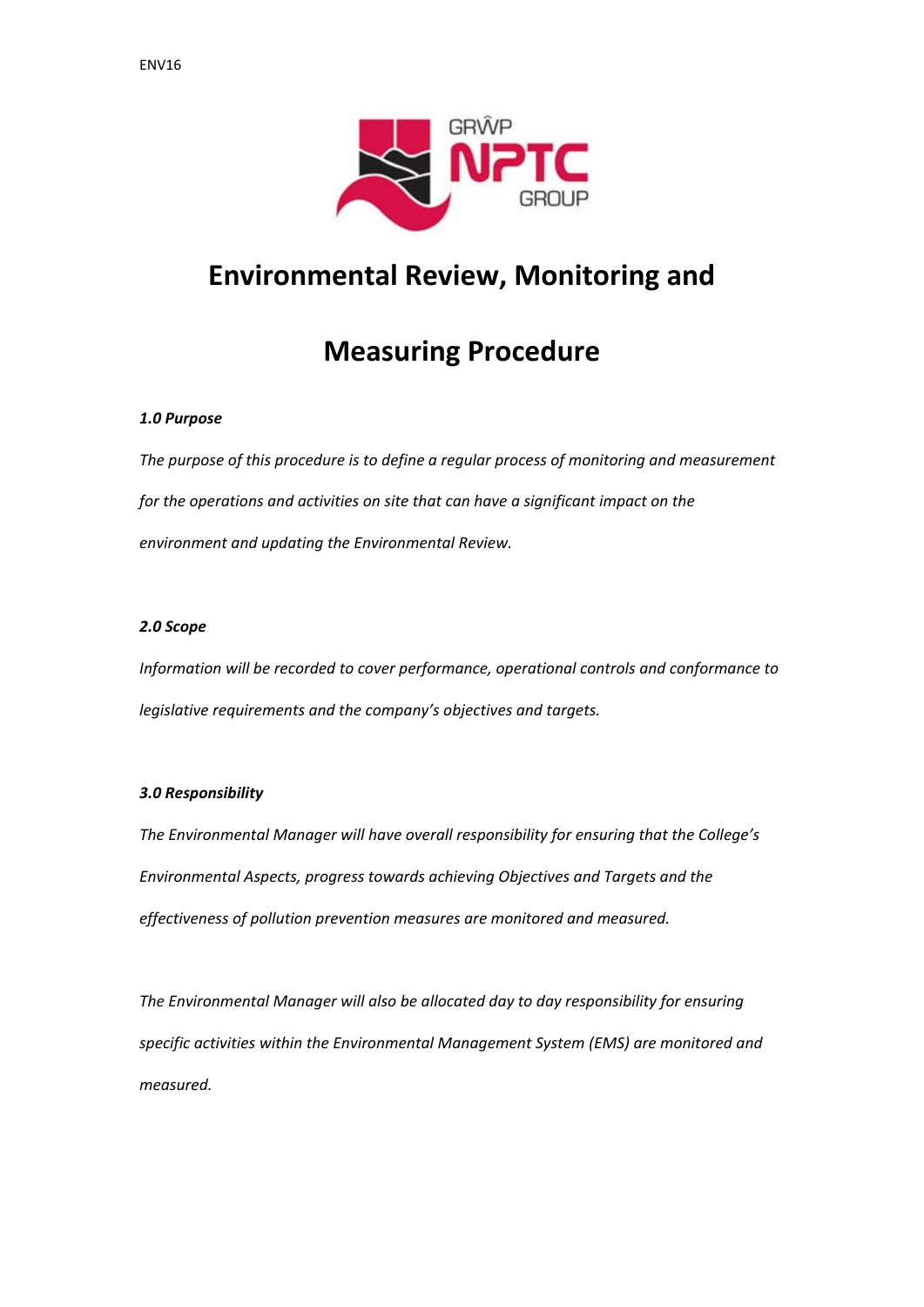ENV16

# Environmental Review, Monitoring and Measuring Procedure

***1.0 Purpose***

*The purpose of this procedure is to define a regular process of monitoring and measurement for the operations and activities on site that can have a significant impact on the environment and updating the Environmental Review.*

***2.0 Scope***

*Information will be recorded to cover performance, operational controls and conformance to legislative requirements and the company's objectives and targets.*

***3.0 Responsibility***

*The Environmental Manager will have overall responsibility for ensuring that the College's Environmental Aspects, progress towards achieving Objectives and Targets and the effectiveness of pollution prevention measures are monitored and measured.*

*The Environmental Manager will also be allocated day to day responsibility for ensuring specific activities within the Environmental Management System (EMS) are monitored and measured.*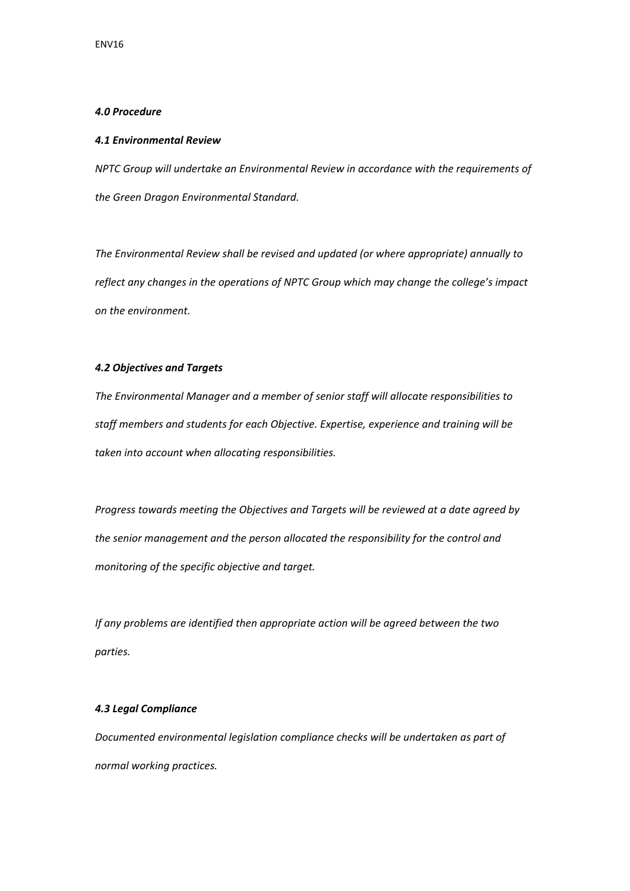## *4.0 Procedure*

### *4.1 Environmental Review*

*NPTC Group will undertake an Environmental Review in accordance with the requirements of the Green Dragon Environmental Standard.*

*The Environmental Review shall be revised and updated (or where appropriate) annually to reflect any changes in the operations of NPTC Group which may change the college's impact on the environment.*

### *4.2 Objectives and Targets*

*The Environmental Manager and a member of senior staff will allocate responsibilities to staff members and students for each Objective. Expertise, experience and training will be taken into account when allocating responsibilities.*

*Progress towards meeting the Objectives and Targets will be reviewed at a date agreed by the senior management and the person allocated the responsibility for the control and monitoring of the specific objective and target.*

*If any problems are identified then appropriate action will be agreed between the two parties.*

### *4.3 Legal Compliance*

*Documented environmental legislation compliance checks will be undertaken as part of normal working practices.*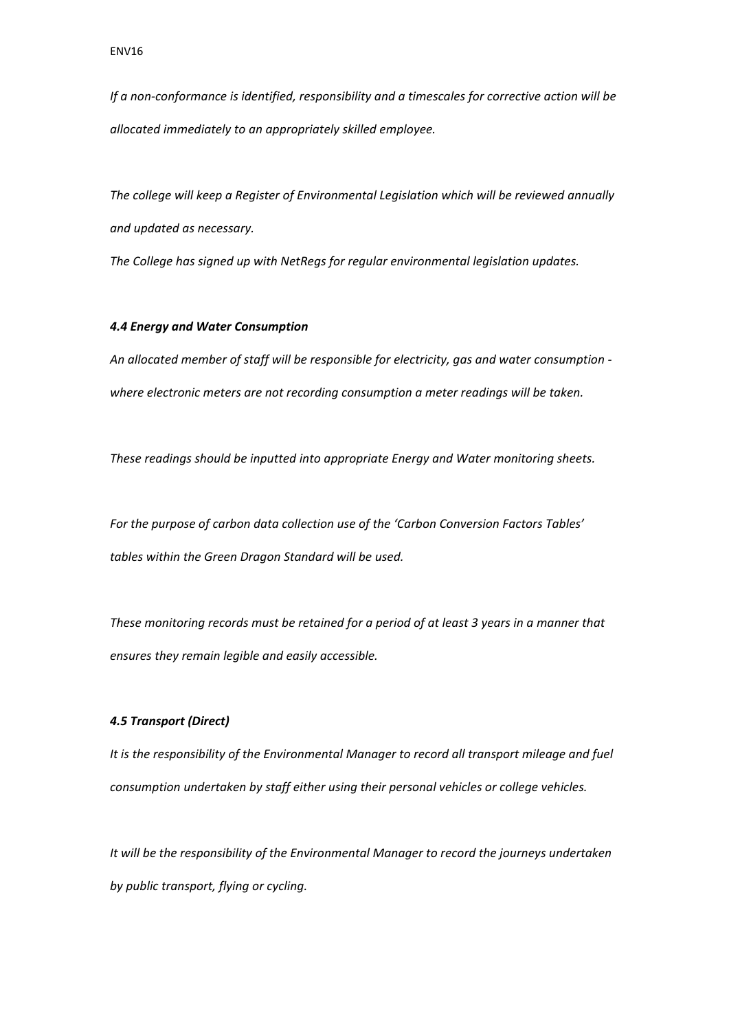*If a non-conformance is identified, responsibility and a timescales for corrective action will be allocated immediately to an appropriately skilled employee.*

*The college will keep a Register of Environmental Legislation which will be reviewed annually and updated as necessary.*

*The College has signed up with NetRegs for regular environmental legislation updates.*

#### *4.4 Energy and Water Consumption*

*An allocated member of staff will be responsible for electricity, gas and water consumption - where electronic meters are not recording consumption a meter readings will be taken.*

*These readings should be inputted into appropriate Energy and Water monitoring sheets.*

*For the purpose of carbon data collection use of the 'Carbon Conversion Factors Tables' tables within the Green Dragon Standard will be used.*

*These monitoring records must be retained for a period of at least 3 years in a manner that ensures they remain legible and easily accessible.*

#### *4.5 Transport (Direct)*

*It is the responsibility of the Environmental Manager to record all transport mileage and fuel consumption undertaken by staff either using their personal vehicles or college vehicles.*

*It will be the responsibility of the Environmental Manager to record the journeys undertaken by public transport, flying or cycling.*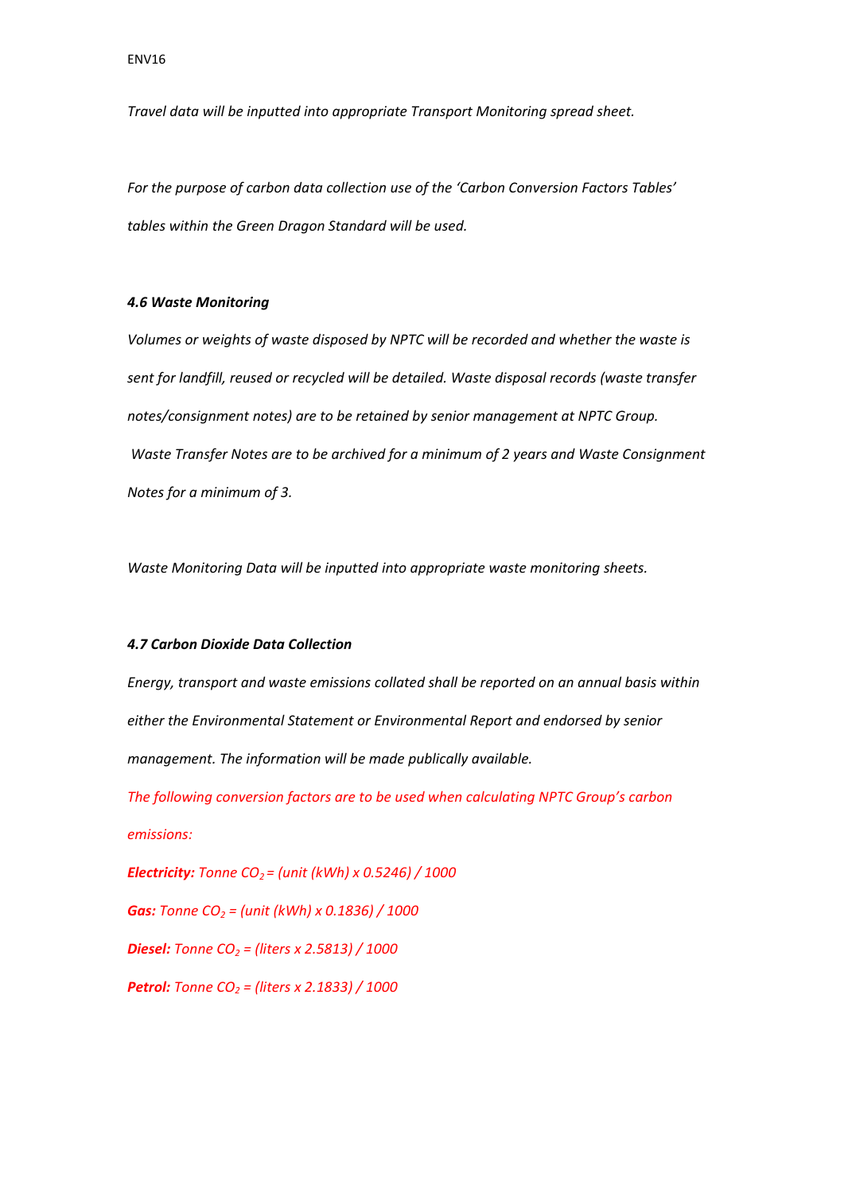*Travel data will be inputted into appropriate Transport Monitoring spread sheet.*

*For the purpose of carbon data collection use of the 'Carbon Conversion Factors Tables' tables within the Green Dragon Standard will be used.*

***4.6 Waste Monitoring***

*Volumes or weights of waste disposed by NPTC will be recorded and whether the waste is sent for landfill, reused or recycled will be detailed. Waste disposal records (waste transfer notes/consignment notes) are to be retained by senior management at NPTC Group. Waste Transfer Notes are to be archived for a minimum of 2 years and Waste Consignment Notes for a minimum of 3.*

*Waste Monitoring Data will be inputted into appropriate waste monitoring sheets.*

***4.7 Carbon Dioxide Data Collection***

*Energy, transport and waste emissions collated shall be reported on an annual basis within either the Environmental Statement or Environmental Report and endorsed by senior management. The information will be made publically available.*

*The following conversion factors are to be used when calculating NPTC Group's carbon emissions:*

***Electricity:*** *Tonne $CO_2$ = (unit (kWh) x 0.5246) / 1000*

***Gas:*** *Tonne $CO_2$ = (unit (kWh) x 0.1836) / 1000*

***Diesel:*** *Tonne $CO_2$ = (liters x 2.5813) / 1000*

***Petrol:*** *Tonne $CO_2$ = (liters x 2.1833) / 1000*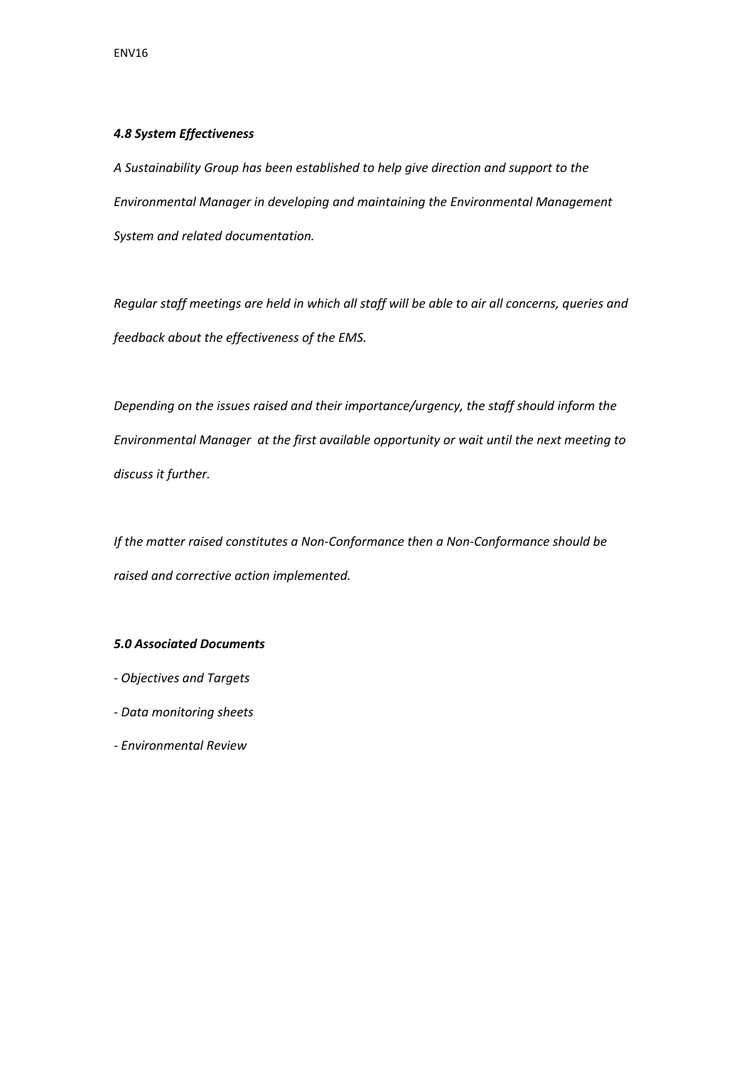### *4.8 System Effectiveness*

*A Sustainability Group has been established to help give direction and support to the Environmental Manager in developing and maintaining the Environmental Management System and related documentation.*

*Regular staff meetings are held in which all staff will be able to air all concerns, queries and feedback about the effectiveness of the EMS.*

*Depending on the issues raised and their importance/urgency, the staff should inform the Environmental Manager at the first available opportunity or wait until the next meeting to discuss it further.*

*If the matter raised constitutes a Non-Conformance then a Non-Conformance should be raised and corrective action implemented.*

### *5.0 Associated Documents*

- *Objectives and Targets*
- *Data monitoring sheets*
- *Environmental Review*